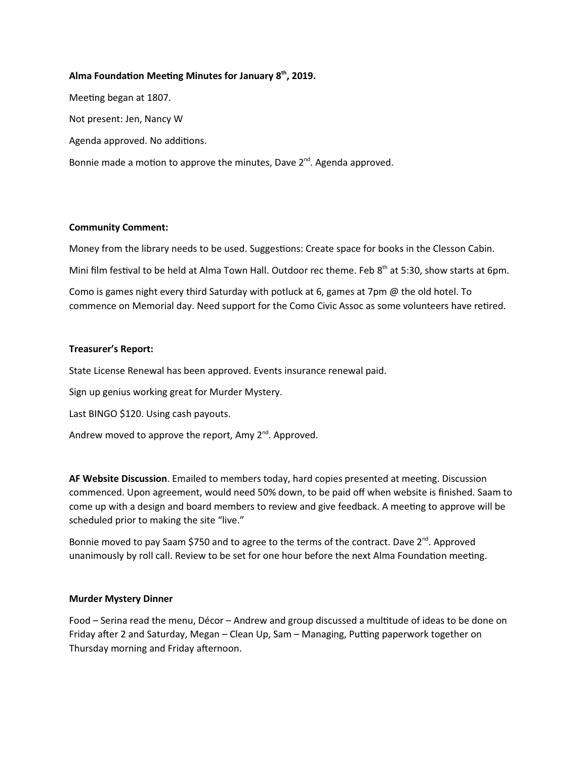**Alma Foundation Meeting Minutes for January 8th, 2019.**

Meeting began at 1807.

Not present: Jen, Nancy W

Agenda approved. No additions.

Bonnie made a motion to approve the minutes, Dave 2nd. Agenda approved.

**Community Comment:**

Money from the library needs to be used. Suggestions: Create space for books in the Clesson Cabin.

Mini film festival to be held at Alma Town Hall. Outdoor rec theme. Feb 8th at 5:30, show starts at 6pm.

Como is games night every third Saturday with potluck at 6, games at 7pm @ the old hotel. To commence on Memorial day. Need support for the Como Civic Assoc as some volunteers have retired.

**Treasurer's Report:**

State License Renewal has been approved. Events insurance renewal paid.

Sign up genius working great for Murder Mystery.

Last BINGO $120. Using cash payouts.

Andrew moved to approve the report, Amy 2nd. Approved.

**AF Website Discussion**. Emailed to members today, hard copies presented at meeting. Discussion commenced. Upon agreement, would need 50% down, to be paid off when website is finished. Saam to come up with a design and board members to review and give feedback. A meeting to approve will be scheduled prior to making the site "live."

Bonnie moved to pay Saam $750 and to agree to the terms of the contract. Dave 2nd. Approved unanimously by roll call. Review to be set for one hour before the next Alma Foundation meeting.

**Murder Mystery Dinner**

Food – Serina read the menu, Décor – Andrew and group discussed a multitude of ideas to be done on Friday after 2 and Saturday, Megan – Clean Up, Sam – Managing, Putting paperwork together on Thursday morning and Friday afternoon.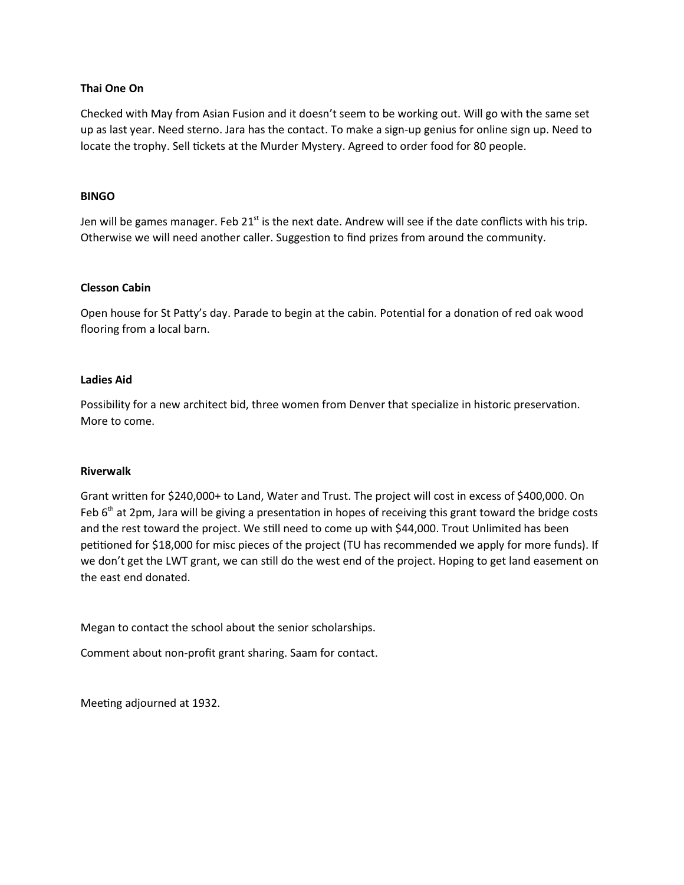**Thai One On**

Checked with May from Asian Fusion and it doesn't seem to be working out. Will go with the same set up as last year. Need sterno. Jara has the contact. To make a sign-up genius for online sign up. Need to locate the trophy. Sell tickets at the Murder Mystery. Agreed to order food for 80 people.

**BINGO**

Jen will be games manager. Feb 21st is the next date. Andrew will see if the date conflicts with his trip. Otherwise we will need another caller. Suggestion to find prizes from around the community.

**Clesson Cabin**

Open house for St Patty's day. Parade to begin at the cabin. Potential for a donation of red oak wood flooring from a local barn.

**Ladies Aid**

Possibility for a new architect bid, three women from Denver that specialize in historic preservation. More to come.

**Riverwalk**

Grant written for $240,000+ to Land, Water and Trust. The project will cost in excess of $400,000. On Feb 6th at 2pm, Jara will be giving a presentation in hopes of receiving this grant toward the bridge costs and the rest toward the project. We still need to come up with $44,000. Trout Unlimited has been petitioned for $18,000 for misc pieces of the project (TU has recommended we apply for more funds). If we don't get the LWT grant, we can still do the west end of the project. Hoping to get land easement on the east end donated.

Megan to contact the school about the senior scholarships.

Comment about non-profit grant sharing. Saam for contact.

Meeting adjourned at 1932.